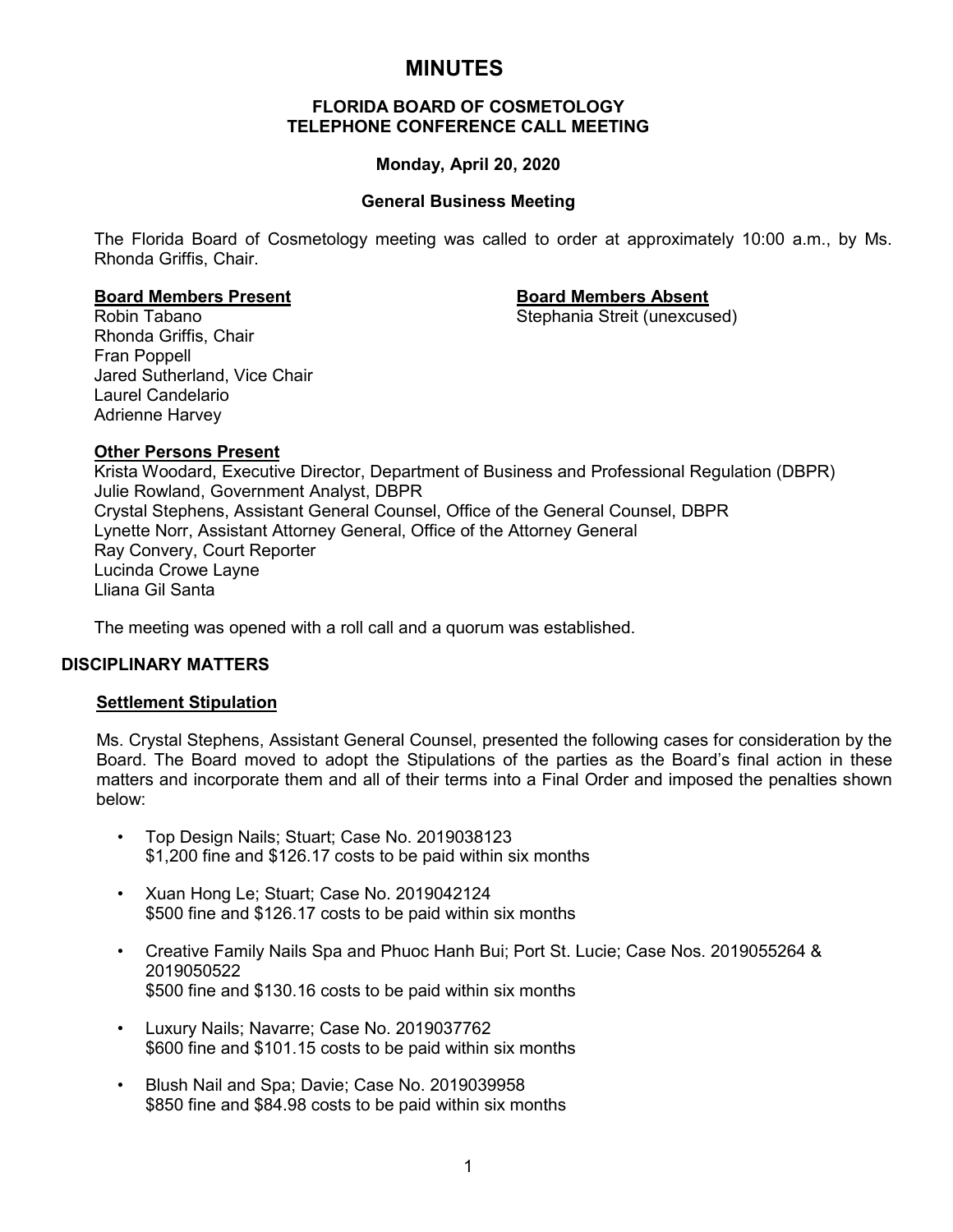# MINUTES

### FLORIDA BOARD OF COSMETOLOGY
### TELEPHONE CONFERENCE CALL MEETING

**Monday, April 20, 2020**

**General Business Meeting**

The Florida Board of Cosmetology meeting was called to order at approximately 10:00 a.m., by Ms. Rhonda Griffis, Chair.

**Board Members Present**

Robin Tabano
Rhonda Griffis, Chair
Fran Poppell
Jared Sutherland, Vice Chair
Laurel Candelario
Adrienne Harvey

**Board Members Absent**

Stephania Streit (unexcused)

**Other Persons Present**

Krista Woodard, Executive Director, Department of Business and Professional Regulation (DBPR)
Julie Rowland, Government Analyst, DBPR
Crystal Stephens, Assistant General Counsel, Office of the General Counsel, DBPR
Lynette Norr, Assistant Attorney General, Office of the Attorney General
Ray Convery, Court Reporter
Lucinda Crowe Layne
Lliana Gil Santa

The meeting was opened with a roll call and a quorum was established.

## DISCIPLINARY MATTERS

### Settlement Stipulation

Ms. Crystal Stephens, Assistant General Counsel, presented the following cases for consideration by the Board. The Board moved to adopt the Stipulations of the parties as the Board's final action in these matters and incorporate them and all of their terms into a Final Order and imposed the penalties shown below:

- Top Design Nails; Stuart; Case No. 2019038123
  $1,200 fine and $126.17 costs to be paid within six months
- Xuan Hong Le; Stuart; Case No. 2019042124
  $500 fine and $126.17 costs to be paid within six months
- Creative Family Nails Spa and Phuoc Hanh Bui; Port St. Lucie; Case Nos. 2019055264 & 2019050522
  $500 fine and $130.16 costs to be paid within six months
- Luxury Nails; Navarre; Case No. 2019037762
  $600 fine and $101.15 costs to be paid within six months
- Blush Nail and Spa; Davie; Case No. 2019039958
  $850 fine and $84.98 costs to be paid within six months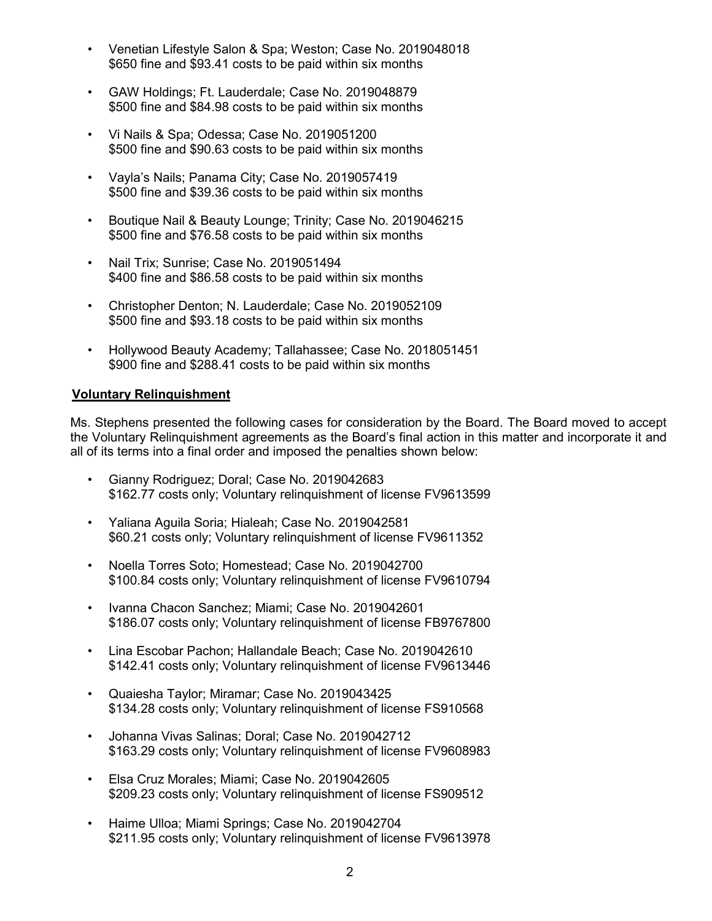- Venetian Lifestyle Salon & Spa; Weston; Case No. 2019048018
  $650 fine and $93.41 costs to be paid within six months

- GAW Holdings; Ft. Lauderdale; Case No. 2019048879
  $500 fine and $84.98 costs to be paid within six months

- Vi Nails & Spa; Odessa; Case No. 2019051200
  $500 fine and $90.63 costs to be paid within six months

- Vayla's Nails; Panama City; Case No. 2019057419
  $500 fine and $39.36 costs to be paid within six months

- Boutique Nail & Beauty Lounge; Trinity; Case No. 2019046215
  $500 fine and $76.58 costs to be paid within six months

- Nail Trix; Sunrise; Case No. 2019051494
  $400 fine and $86.58 costs to be paid within six months

- Christopher Denton; N. Lauderdale; Case No. 2019052109
  $500 fine and $93.18 costs to be paid within six months

- Hollywood Beauty Academy; Tallahassee; Case No. 2018051451
  $900 fine and $288.41 costs to be paid within six months

**Voluntary Relinquishment**

Ms. Stephens presented the following cases for consideration by the Board. The Board moved to accept the Voluntary Relinquishment agreements as the Board's final action in this matter and incorporate it and all of its terms into a final order and imposed the penalties shown below:

- Gianny Rodriguez; Doral; Case No. 2019042683
  $162.77 costs only; Voluntary relinquishment of license FV9613599

- Yaliana Aguila Soria; Hialeah; Case No. 2019042581
  $60.21 costs only; Voluntary relinquishment of license FV9611352

- Noella Torres Soto; Homestead; Case No. 2019042700
  $100.84 costs only; Voluntary relinquishment of license FV9610794

- Ivanna Chacon Sanchez; Miami; Case No. 2019042601
  $186.07 costs only; Voluntary relinquishment of license FB9767800

- Lina Escobar Pachon; Hallandale Beach; Case No. 2019042610
  $142.41 costs only; Voluntary relinquishment of license FV9613446

- Quaiesha Taylor; Miramar; Case No. 2019043425
  $134.28 costs only; Voluntary relinquishment of license FS910568

- Johanna Vivas Salinas; Doral; Case No. 2019042712
  $163.29 costs only; Voluntary relinquishment of license FV9608983

- Elsa Cruz Morales; Miami; Case No. 2019042605
  $209.23 costs only; Voluntary relinquishment of license FS909512

- Haime Ulloa; Miami Springs; Case No. 2019042704
  $211.95 costs only; Voluntary relinquishment of license FV9613978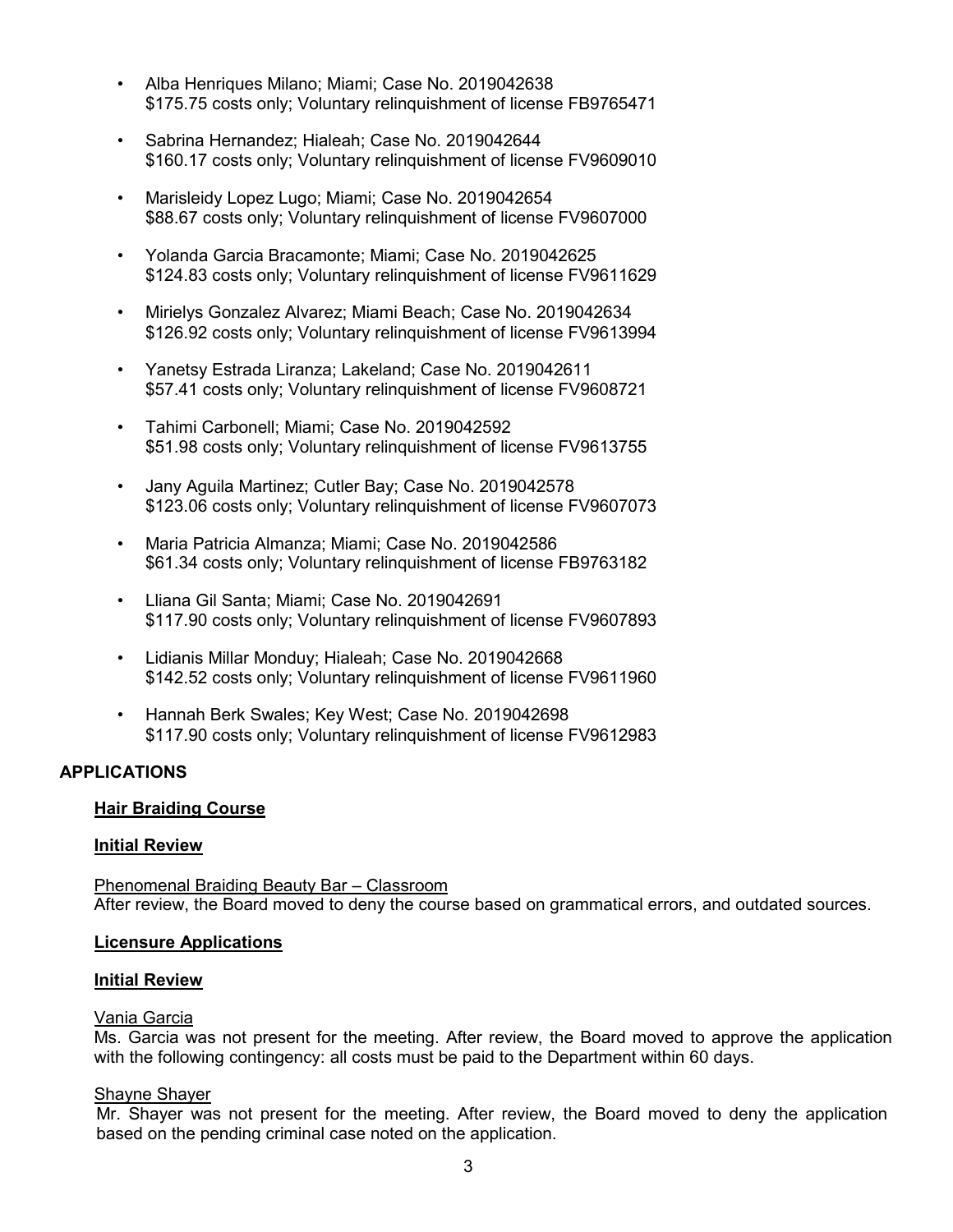- Alba Henriques Milano; Miami; Case No. 2019042638
  $175.75 costs only; Voluntary relinquishment of license FB9765471

- Sabrina Hernandez; Hialeah; Case No. 2019042644
  $160.17 costs only; Voluntary relinquishment of license FV9609010

- Marisleidy Lopez Lugo; Miami; Case No. 2019042654
  $88.67 costs only; Voluntary relinquishment of license FV9607000

- Yolanda Garcia Bracamonte; Miami; Case No. 2019042625
  $124.83 costs only; Voluntary relinquishment of license FV9611629

- Mirielys Gonzalez Alvarez; Miami Beach; Case No. 2019042634
  $126.92 costs only; Voluntary relinquishment of license FV9613994

- Yanetsy Estrada Liranza; Lakeland; Case No. 2019042611
  $57.41 costs only; Voluntary relinquishment of license FV9608721

- Tahimi Carbonell; Miami; Case No. 2019042592
  $51.98 costs only; Voluntary relinquishment of license FV9613755

- Jany Aguila Martinez; Cutler Bay; Case No. 2019042578
  $123.06 costs only; Voluntary relinquishment of license FV9607073

- Maria Patricia Almanza; Miami; Case No. 2019042586
  $61.34 costs only; Voluntary relinquishment of license FB9763182

- Lliana Gil Santa; Miami; Case No. 2019042691
  $117.90 costs only; Voluntary relinquishment of license FV9607893

- Lidianis Millar Monduy; Hialeah; Case No. 2019042668
  $142.52 costs only; Voluntary relinquishment of license FV9611960

- Hannah Berk Swales; Key West; Case No. 2019042698
  $117.90 costs only; Voluntary relinquishment of license FV9612983

## APPLICATIONS

### Hair Braiding Course

### Initial Review

Phenomenal Braiding Beauty Bar – Classroom
After review, the Board moved to deny the course based on grammatical errors, and outdated sources.

### Licensure Applications

### Initial Review

Vania Garcia
Ms. Garcia was not present for the meeting. After review, the Board moved to approve the application with the following contingency: all costs must be paid to the Department within 60 days.

Shayne Shayer
Mr. Shayer was not present for the meeting. After review, the Board moved to deny the application based on the pending criminal case noted on the application.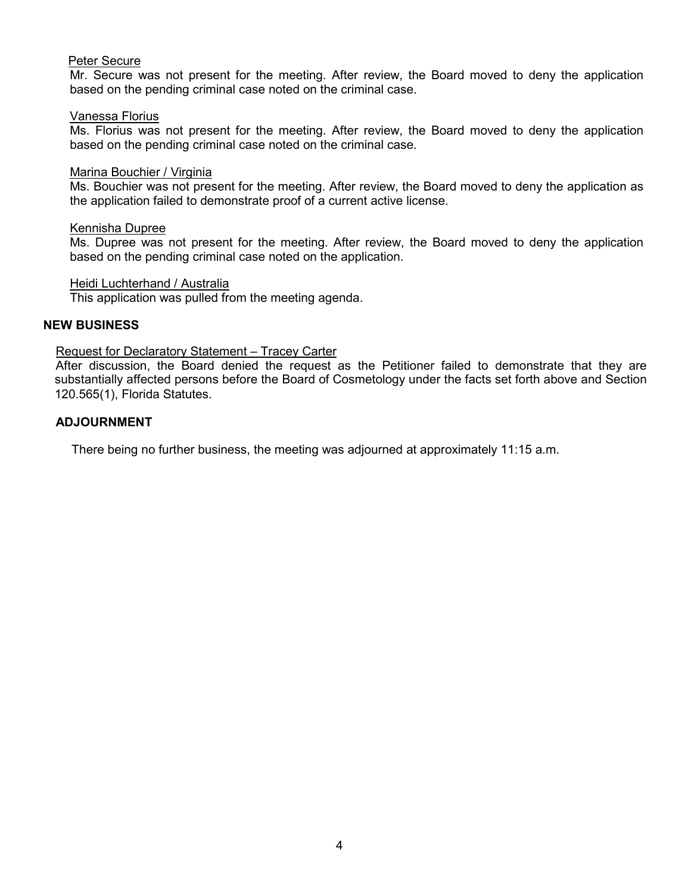<u>Peter Secure</u>

Mr. Secure was not present for the meeting. After review, the Board moved to deny the application based on the pending criminal case noted on the criminal case.

<u>Vanessa Florius</u>

Ms. Florius was not present for the meeting. After review, the Board moved to deny the application based on the pending criminal case noted on the criminal case.

<u>Marina Bouchier / Virginia</u>

Ms. Bouchier was not present for the meeting. After review, the Board moved to deny the application as the application failed to demonstrate proof of a current active license.

<u>Kennisha Dupree</u>

Ms. Dupree was not present for the meeting. After review, the Board moved to deny the application based on the pending criminal case noted on the application.

<u>Heidi Luchterhand / Australia</u>

This application was pulled from the meeting agenda.

## NEW BUSINESS

<u>Request for Declaratory Statement – Tracey Carter</u>

After discussion, the Board denied the request as the Petitioner failed to demonstrate that they are substantially affected persons before the Board of Cosmetology under the facts set forth above and Section 120.565(1), Florida Statutes.

## ADJOURNMENT

There being no further business, the meeting was adjourned at approximately 11:15 a.m.